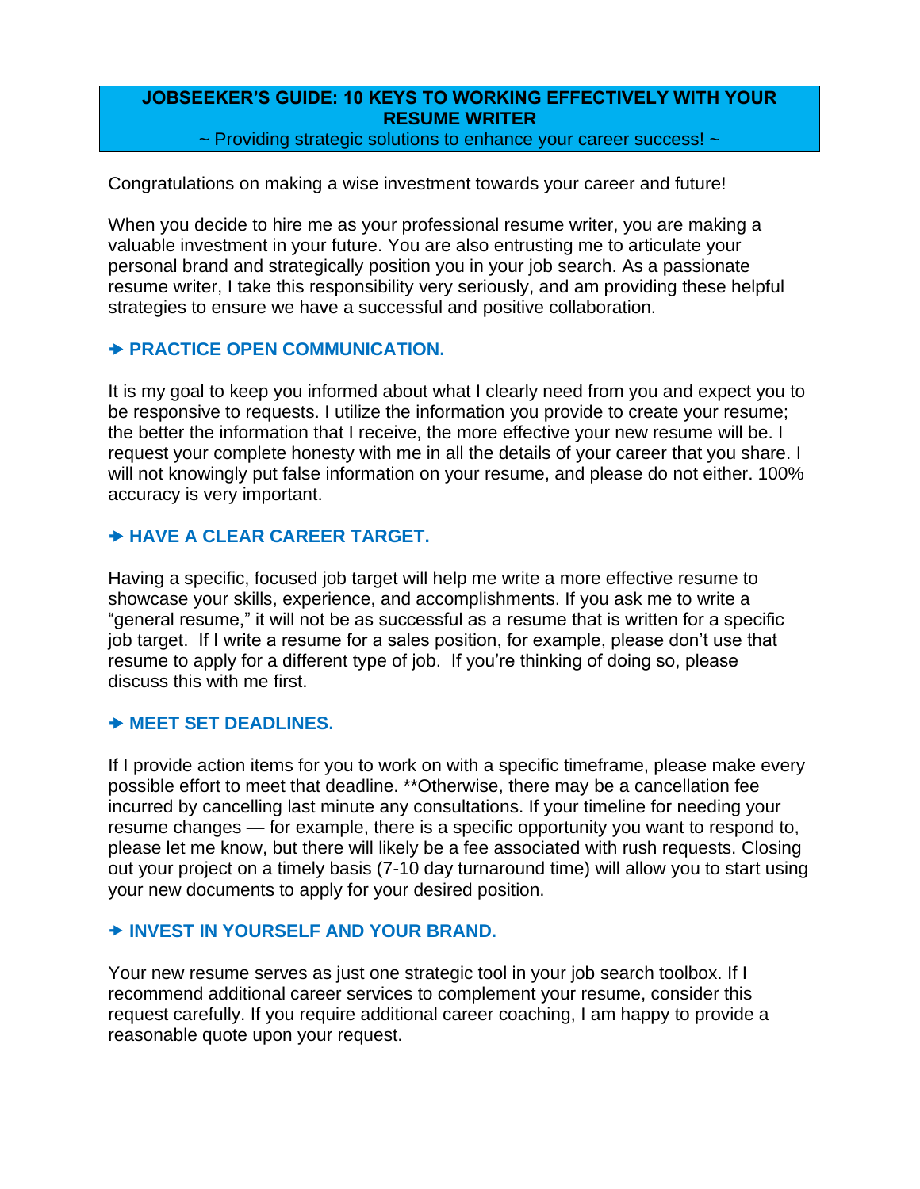# JOBSEEKER'S GUIDE: 10 KEYS TO WORKING EFFECTIVELY WITH YOUR RESUME WRITER

~ Providing strategic solutions to enhance your career success! ~

Congratulations on making a wise investment towards your career and future!

When you decide to hire me as your professional resume writer, you are making a valuable investment in your future. You are also entrusting me to articulate your personal brand and strategically position you in your job search. As a passionate resume writer, I take this responsibility very seriously, and am providing these helpful strategies to ensure we have a successful and positive collaboration.

## ➔ PRACTICE OPEN COMMUNICATION.

It is my goal to keep you informed about what I clearly need from you and expect you to be responsive to requests. I utilize the information you provide to create your resume; the better the information that I receive, the more effective your new resume will be. I request your complete honesty with me in all the details of your career that you share. I will not knowingly put false information on your resume, and please do not either. 100% accuracy is very important.

## ➔ HAVE A CLEAR CAREER TARGET.

Having a specific, focused job target will help me write a more effective resume to showcase your skills, experience, and accomplishments. If you ask me to write a "general resume," it will not be as successful as a resume that is written for a specific job target. If I write a resume for a sales position, for example, please don't use that resume to apply for a different type of job. If you're thinking of doing so, please discuss this with me first.

## ➔ MEET SET DEADLINES.

If I provide action items for you to work on with a specific timeframe, please make every possible effort to meet that deadline. **Otherwise, there may be a cancellation fee incurred by cancelling last minute any consultations. If your timeline for needing your resume changes — for example, there is a specific opportunity you want to respond to, please let me know, but there will likely be a fee associated with rush requests. Closing out your project on a timely basis (7-10 day turnaround time) will allow you to start using your new documents to apply for your desired position.

## ➔ INVEST IN YOURSELF AND YOUR BRAND.

Your new resume serves as just one strategic tool in your job search toolbox. If I recommend additional career services to complement your resume, consider this request carefully. If you require additional career coaching, I am happy to provide a reasonable quote upon your request.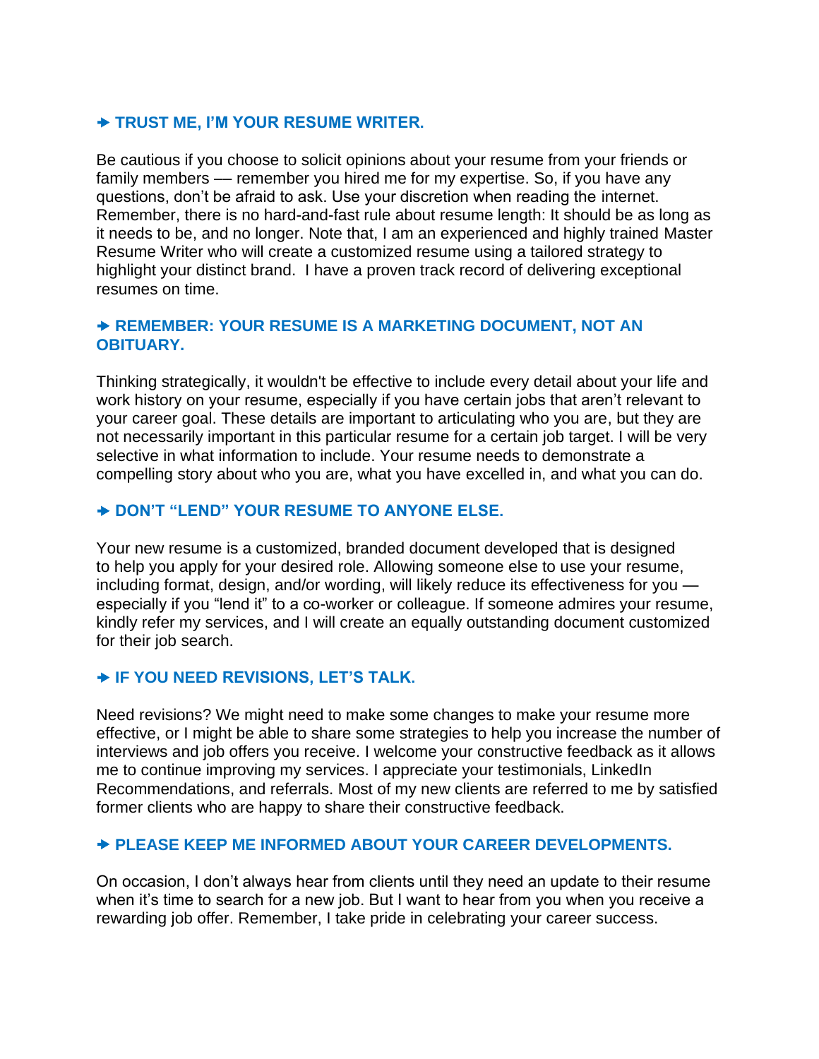## ➔ TRUST ME, I'M YOUR RESUME WRITER.

Be cautious if you choose to solicit opinions about your resume from your friends or family members — remember you hired me for my expertise. So, if you have any questions, don't be afraid to ask. Use your discretion when reading the internet. Remember, there is no hard-and-fast rule about resume length: It should be as long as it needs to be, and no longer. Note that, I am an experienced and highly trained Master Resume Writer who will create a customized resume using a tailored strategy to highlight your distinct brand. I have a proven track record of delivering exceptional resumes on time.

## ➔ REMEMBER: YOUR RESUME IS A MARKETING DOCUMENT, NOT AN OBITUARY.

Thinking strategically, it wouldn't be effective to include every detail about your life and work history on your resume, especially if you have certain jobs that aren't relevant to your career goal. These details are important to articulating who you are, but they are not necessarily important in this particular resume for a certain job target. I will be very selective in what information to include. Your resume needs to demonstrate a compelling story about who you are, what you have excelled in, and what you can do.

## ➔ DON'T "LEND" YOUR RESUME TO ANYONE ELSE.

Your new resume is a customized, branded document developed that is designed to help you apply for your desired role. Allowing someone else to use your resume, including format, design, and/or wording, will likely reduce its effectiveness for you — especially if you "lend it" to a co-worker or colleague. If someone admires your resume, kindly refer my services, and I will create an equally outstanding document customized for their job search.

## ➔ IF YOU NEED REVISIONS, LET'S TALK.

Need revisions? We might need to make some changes to make your resume more effective, or I might be able to share some strategies to help you increase the number of interviews and job offers you receive. I welcome your constructive feedback as it allows me to continue improving my services. I appreciate your testimonials, LinkedIn Recommendations, and referrals. Most of my new clients are referred to me by satisfied former clients who are happy to share their constructive feedback.

## ➔ PLEASE KEEP ME INFORMED ABOUT YOUR CAREER DEVELOPMENTS.

On occasion, I don't always hear from clients until they need an update to their resume when it's time to search for a new job. But I want to hear from you when you receive a rewarding job offer. Remember, I take pride in celebrating your career success.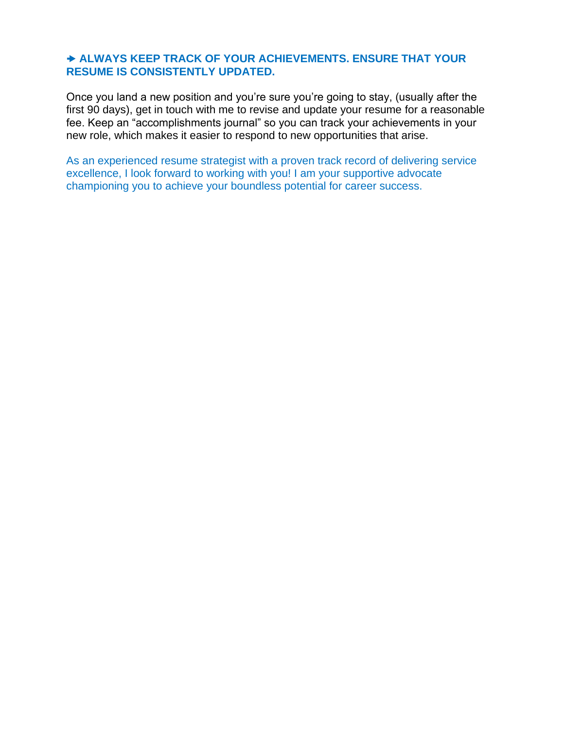### ➔ ALWAYS KEEP TRACK OF YOUR ACHIEVEMENTS. ENSURE THAT YOUR RESUME IS CONSISTENTLY UPDATED.

Once you land a new position and you're sure you're going to stay, (usually after the first 90 days), get in touch with me to revise and update your resume for a reasonable fee. Keep an "accomplishments journal" so you can track your achievements in your new role, which makes it easier to respond to new opportunities that arise.

As an experienced resume strategist with a proven track record of delivering service excellence, I look forward to working with you! I am your supportive advocate championing you to achieve your boundless potential for career success.